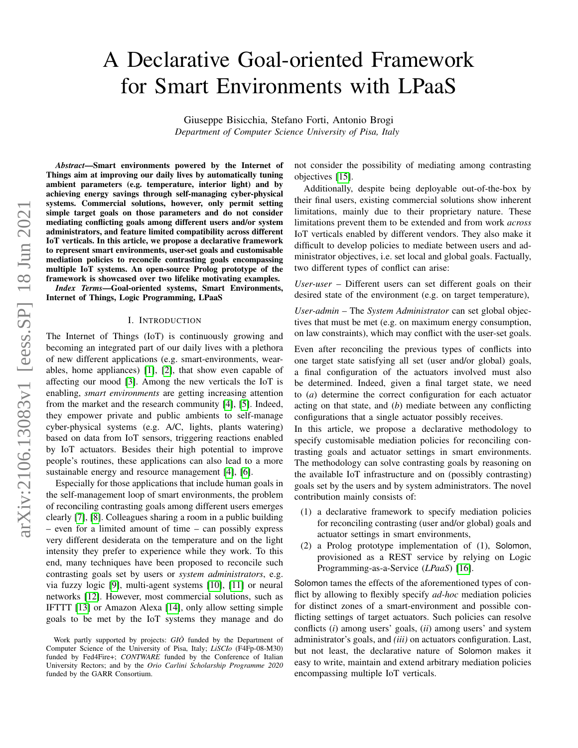# A Declarative Goal-oriented Framework for Smart Environments with LPaaS

Giuseppe Bisicchia, Stefano Forti, Antonio Brogi

*Department of Computer Science University of Pisa, Italy*

***Abstract*—Smart environments powered by the Internet of Things aim at improving our daily lives by automatically tuning ambient parameters (e.g. temperature, interior light) and by achieving energy savings through self-managing cyber-physical systems. Commercial solutions, however, only permit setting simple target goals on those parameters and do not consider mediating conflicting goals among different users and/or system administrators, and feature limited compatibility across different IoT verticals. In this article, we propose a declarative framework to represent smart environments, user-set goals and customisable mediation policies to reconcile contrasting goals encompassing multiple IoT systems. An open-source Prolog prototype of the framework is showcased over two lifelike motivating examples.**

***Index Terms*—Goal-oriented systems, Smart Environments, Internet of Things, Logic Programming, LPaaS**

## I. Introduction

The Internet of Things (IoT) is continuously growing and becoming an integrated part of our daily lives with a plethora of new different applications (e.g. smart-environments, wearables, home appliances) [1], [2], that show even capable of affecting our mood [3]. Among the new verticals the IoT is enabling, *smart environments* are getting increasing attention from the market and the research community [4], [5]. Indeed, they empower private and public ambients to self-manage cyber-physical systems (e.g. A/C, lights, plants watering) based on data from IoT sensors, triggering reactions enabled by IoT actuators. Besides their high potential to improve people's routines, these applications can also lead to a more sustainable energy and resource management [4], [6].

Especially for those applications that include human goals in the self-management loop of smart environments, the problem of reconciling contrasting goals among different users emerges clearly [7], [8]. Colleagues sharing a room in a public building – even for a limited amount of time – can possibly express very different desiderata on the temperature and on the light intensity they prefer to experience while they work. To this end, many techniques have been proposed to reconcile such contrasting goals set by users or *system administrators*, e.g. via fuzzy logic [9], multi-agent systems [10], [11] or neural networks [12]. However, most commercial solutions, such as IFTTT [13] or Amazon Alexa [14], only allow setting simple goals to be met by the IoT systems they manage and do not consider the possibility of mediating among contrasting objectives [15].

Additionally, despite being deployable out-of-the-box by their final users, existing commercial solutions show inherent limitations, mainly due to their proprietary nature. These limitations prevent them to be extended and from work *across* IoT verticals enabled by different vendors. They also make it difficult to develop policies to mediate between users and administrator objectives, i.e. set local and global goals. Factually, two different types of conflict can arise:

*User-user* – Different users can set different goals on their desired state of the environment (e.g. on target temperature),

*User-admin* – The *System Administrator* can set global objectives that must be met (e.g. on maximum energy consumption, on law constraints), which may conflict with the user-set goals.

Even after reconciling the previous types of conflicts into one target state satisfying all set (user and/or global) goals, a final configuration of the actuators involved must also be determined. Indeed, given a final target state, we need to (*a*) determine the correct configuration for each actuator acting on that state, and (*b*) mediate between any conflicting configurations that a single actuator possibly receives.

In this article, we propose a declarative methodology to specify customisable mediation policies for reconciling contrasting goals and actuator settings in smart environments. The methodology can solve contrasting goals by reasoning on the available IoT infrastructure and on (possibly contrasting) goals set by the users and by system administrators. The novel contribution mainly consists of:

1. a declarative framework to specify mediation policies for reconciling contrasting (user and/or global) goals and actuator settings in smart environments,
2. a Prolog prototype implementation of (1), Solomon, provisioned as a REST service by relying on Logic Programming-as-a-Service (*LPaaS*) [16].

Solomon tames the effects of the aforementioned types of conflict by allowing to flexibly specify *ad-hoc* mediation policies for distinct zones of a smart-environment and possible conflicting settings of target actuators. Such policies can resolve conflicts (*i*) among users' goals, (*ii*) among users' and system administrator's goals, and *(iii)* on actuators configuration. Last, but not least, the declarative nature of Solomon makes it easy to write, maintain and extend arbitrary mediation policies encompassing multiple IoT verticals.

Work partly supported by projects: *GIÒ* funded by the Department of Computer Science of the University of Pisa, Italy; *LiSCIo* (F4Fp-08-M30) funded by Fed4Fire+; *CONTWARE* funded by the Conference of Italian University Rectors; and by the *Orio Carlini Scholarship Programme 2020* funded by the GARR Consortium.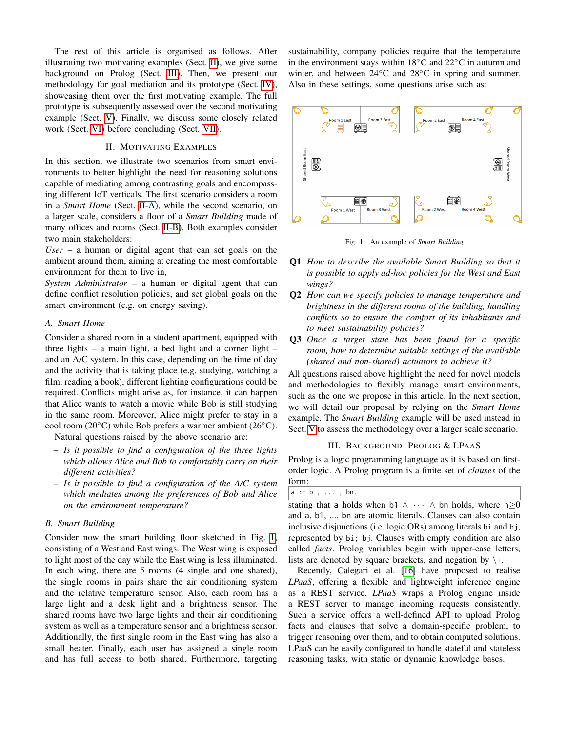The rest of this article is organised as follows. After illustrating two motivating examples (Sect. II), we give some background on Prolog (Sect. III). Then, we present our methodology for goal mediation and its prototype (Sect. IV), showcasing them over the first motivating example. The full prototype is subsequently assessed over the second motivating example (Sect. V). Finally, we discuss some closely related work (Sect. VI) before concluding (Sect. VII).

## II. Motivating Examples

In this section, we illustrate two scenarios from smart environments to better highlight the need for reasoning solutions capable of mediating among contrasting goals and encompassing different IoT verticals. The first scenario considers a room in a *Smart Home* (Sect. II-A), while the second scenario, on a larger scale, considers a floor of a *Smart Building* made of many offices and rooms (Sect. II-B). Both examples consider two main stakeholders:

*User* – a human or digital agent that can set goals on the ambient around them, aiming at creating the most comfortable environment for them to live in,

*System Administrator* – a human or digital agent that can define conflict resolution policies, and set global goals on the smart environment (e.g. on energy saving).

### A. Smart Home

Consider a shared room in a student apartment, equipped with three lights – a main light, a bed light and a corner light – and an A/C system. In this case, depending on the time of day and the activity that is taking place (e.g. studying, watching a film, reading a book), different lighting configurations could be required. Conflicts might arise as, for instance, it can happen that Alice wants to watch a movie while Bob is still studying in the same room. Moreover, Alice might prefer to stay in a cool room (20°C) while Bob prefers a warmer ambient (26°C).

Natural questions raised by the above scenario are:

- *Is it possible to find a configuration of the three lights which allows Alice and Bob to comfortably carry on their different activities?*
- *Is it possible to find a configuration of the A/C system which mediates among the preferences of Bob and Alice on the environment temperature?*

### B. Smart Building

Consider now the smart building floor sketched in Fig. 1, consisting of a West and East wings. The West wing is exposed to light most of the day while the East wing is less illuminated. In each wing, there are 5 rooms (4 single and one shared), the single rooms in pairs share the air conditioning system and the relative temperature sensor. Also, each room has a large light and a desk light and a brightness sensor. The shared rooms have two large lights and their air conditioning system as well as a temperature sensor and a brightness sensor. Additionally, the first single room in the East wing has also a small heater. Finally, each user has assigned a single room and has full access to both shared. Furthermore, targeting sustainability, company policies require that the temperature in the environment stays within 18°C and 22°C in autumn and winter, and between 24°C and 28°C in spring and summer. Also in these settings, some questions arise such as:

Fig. 1. An example of *Smart Building*

**Q1** *How to describe the available Smart Building so that it is possible to apply ad-hoc policies for the West and East wings?*

**Q2** *How can we specify policies to manage temperature and brightness in the different rooms of the building, handling conflicts so to ensure the comfort of its inhabitants and to meet sustainability policies?*

**Q3** *Once a target state has been found for a specific room, how to determine suitable settings of the available (shared and non-shared) actuators to achieve it?*

All questions raised above highlight the need for novel models and methodologies to flexibly manage smart environments, such as the one we propose in this article. In the next section, we will detail our proposal by relying on the *Smart Home* example. The *Smart Building* example will be used instead in Sect. V to assess the methodology over a larger scale scenario.

## III. Background: Prolog & LPaaS

Prolog is a logic programming language as it is based on first-order logic. A Prolog program is a finite set of *clauses* of the form:

```
a :- b1, ... , bn.
```

stating that `a` holds when `b1` $\wedge \cdots \wedge$ `bn` holds, where $n \geq 0$ and a, b1, ..., bn are atomic literals. Clauses can also contain inclusive disjunctions (i.e. logic ORs) among literals `bi` and `bj`, represented by `bi; bj`. Clauses with empty condition are also called *facts*. Prolog variables begin with upper-case letters, lists are denoted by square brackets, and negation by `\+`.

Recently, Calegari et al. [16] have proposed to realise *LPaaS*, offering a flexible and lightweight inference engine as a REST service. *LPaaS* wraps a Prolog engine inside a REST server to manage incoming requests consistently. Such a service offers a well-defined API to upload Prolog facts and clauses that solve a domain-specific problem, to trigger reasoning over them, and to obtain computed solutions. LPaaS can be easily configured to handle stateful and stateless reasoning tasks, with static or dynamic knowledge bases.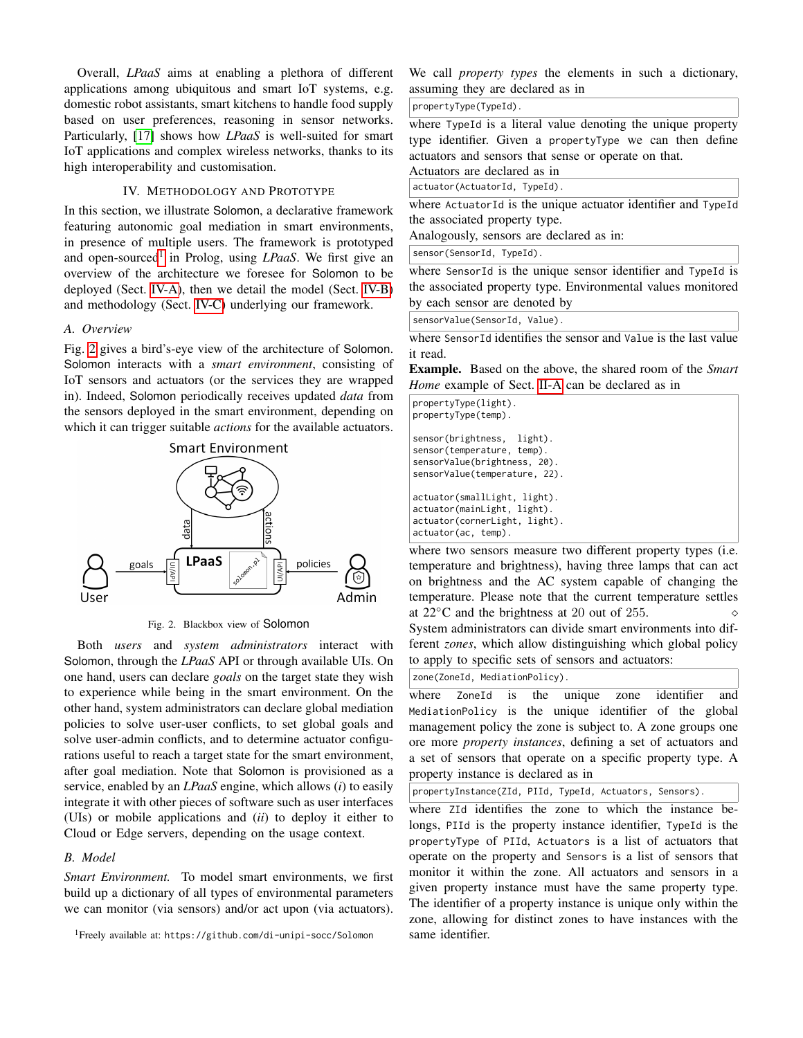Overall, *LPaaS* aims at enabling a plethora of different applications among ubiquitous and smart IoT systems, e.g. domestic robot assistants, smart kitchens to handle food supply based on user preferences, reasoning in sensor networks. Particularly, [17] shows how *LPaaS* is well-suited for smart IoT applications and complex wireless networks, thanks to its high interoperability and customisation.

## IV. Methodology and Prototype

In this section, we illustrate Solomon, a declarative framework featuring autonomic goal mediation in smart environments, in presence of multiple users. The framework is prototyped and open-sourced[1] in Prolog, using *LPaaS*. We first give an overview of the architecture we foresee for Solomon to be deployed (Sect. IV-A), then we detail the model (Sect. IV-B) and methodology (Sect. IV-C) underlying our framework.

### A. Overview

Fig. 2 gives a bird's-eye view of the architecture of Solomon. Solomon interacts with a *smart environment*, consisting of IoT sensors and actuators (or the services they are wrapped in). Indeed, Solomon periodically receives updated *data* from the sensors deployed in the smart environment, depending on which it can trigger suitable *actions* for the available actuators.

Fig. 2. Blackbox view of Solomon

Both *users* and *system administrators* interact with Solomon, through the *LPaaS* API or through available UIs. On one hand, users can declare *goals* on the target state they wish to experience while being in the smart environment. On the other hand, system administrators can declare global mediation policies to solve user-user conflicts, to set global goals and solve user-admin conflicts, and to determine actuator configurations useful to reach a target state for the smart environment, after goal mediation. Note that Solomon is provisioned as a service, enabled by an *LPaaS* engine, which allows (*i*) to easily integrate it with other pieces of software such as user interfaces (UIs) or mobile applications and (*ii*) to deploy it either to Cloud or Edge servers, depending on the usage context.

### B. Model

*Smart Environment.* To model smart environments, we first build up a dictionary of all types of environmental parameters we can monitor (via sensors) and/or act upon (via actuators). We call *property types* the elements in such a dictionary, assuming they are declared as in

```
propertyType(TypeId).
```

where `TypeId` is a literal value denoting the unique property type identifier. Given a `propertyType` we can then define actuators and sensors that sense or operate on that.

Actuators are declared as in

```
actuator(ActuatorId, TypeId).
```

where `ActuatorId` is the unique actuator identifier and `TypeId` the associated property type.

Analogously, sensors are declared as in:

```
sensor(SensorId, TypeId).
```

where `SensorId` is the unique sensor identifier and `TypeId` is the associated property type. Environmental values monitored by each sensor are denoted by

```
sensorValue(SensorId, Value).
```

where `SensorId` identifies the sensor and `Value` is the last value it read.

**Example.** Based on the above, the shared room of the *Smart Home* example of Sect. II-A can be declared as in

```
propertyType(light).
propertyType(temp).

sensor(brightness,  light).
sensor(temperature, temp).
sensorValue(brightness, 20).
sensorValue(temperature, 22).

actuator(smallLight, light).
actuator(mainLight, light).
actuator(cornerLight, light).
actuator(ac, temp).
```

where two sensors measure two different property types (i.e. temperature and brightness), having three lamps that can act on brightness and the AC system capable of changing the temperature. Please note that the current temperature settles at 22°C and the brightness at 20 out of 255. ◇

System administrators can divide smart environments into different *zones*, which allow distinguishing which global policy to apply to specific sets of sensors and actuators:

```
zone(ZoneId, MediationPolicy).
```

where `ZoneId` is the unique zone identifier and `MediationPolicy` is the unique identifier of the global management policy the zone is subject to. A zone groups one ore more *property instances*, defining a set of actuators and a set of sensors that operate on a specific property type. A property instance is declared as in

```
propertyInstance(ZId, PIId, TypeId, Actuators, Sensors).
```

where `ZId` identifies the zone to which the instance belongs, `PIId` is the property instance identifier, `TypeId` is the `propertyType` of `PIId`, `Actuators` is a list of actuators that operate on the property and `Sensors` is a list of sensors that monitor it within the zone. All actuators and sensors in a given property instance must have the same property type. The identifier of a property instance is unique only within the zone, allowing for distinct zones to have instances with the same identifier.

[1] Freely available at: https://github.com/di-unipi-socc/Solomon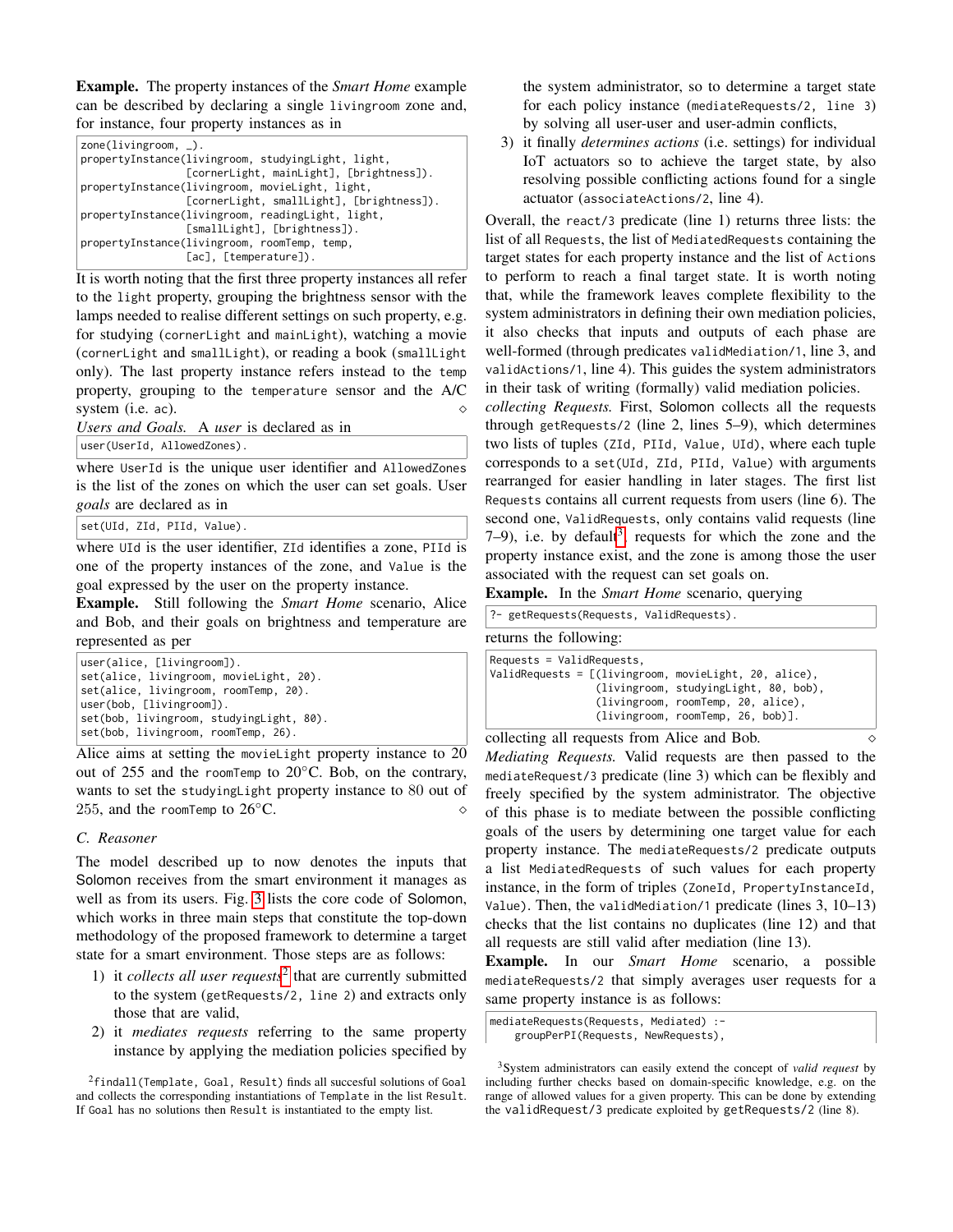**Example.** The property instances of the *Smart Home* example can be described by declaring a single `livingroom` zone and, for instance, four property instances as in

```
zone(livingroom, _).
propertyInstance(livingroom, studyingLight, light,
                 [cornerLight, mainLight], [brightness]).
propertyInstance(livingroom, movieLight, light,
                 [cornerLight, smallLight], [brightness]).
propertyInstance(livingroom, readingLight, light,
                 [smallLight], [brightness]).
propertyInstance(livingroom, roomTemp, temp,
                 [ac], [temperature]).
```

It is worth noting that the first three property instances all refer to the `light` property, grouping the brightness sensor with the lamps needed to realise different settings on such property, e.g. for studying (`cornerLight` and `mainLight`), watching a movie (`cornerLight` and `smallLight`), or reading a book (`smallLight` only). The last property instance refers instead to the `temp` property, grouping to the `temperature` sensor and the A/C system (i.e. `ac`). ◇

*Users and Goals.* A *user* is declared as in

```
user(UserId, AllowedZones).
```

where `UserId` is the unique user identifier and `AllowedZones` is the list of the zones on which the user can set goals. User *goals* are declared as in

```
set(UId, ZId, PIId, Value).
```

where `UId` is the user identifier, `ZId` identifies a zone, `PIId` is one of the property instances of the zone, and `Value` is the goal expressed by the user on the property instance.

**Example.** Still following the *Smart Home* scenario, Alice and Bob, and their goals on brightness and temperature are represented as per

```
user(alice, [livingroom]).
set(alice, livingroom, movieLight, 20).
set(alice, livingroom, roomTemp, 20).
user(bob, [livingroom]).
set(bob, livingroom, studyingLight, 80).
set(bob, livingroom, roomTemp, 26).
```

Alice aims at setting the `movieLight` property instance to 20 out of 255 and the `roomTemp` to 20°C. Bob, on the contrary, wants to set the `studyingLight` property instance to $80$ out of $255$, and the `roomTemp` to 26°C. ◇

### C. Reasoner

The model described up to now denotes the inputs that Solomon receives from the smart environment it manages as well as from its users. Fig. 3 lists the core code of Solomon, which works in three main steps that constitute the top-down methodology of the proposed framework to determine a target state for a smart environment. Those steps are as follows:

1) it *collects all user requests*[2] that are currently submitted to the system (`getRequests/2, line 2`) and extracts only those that are valid,
2) it *mediates requests* referring to the same property instance by applying the mediation policies specified by the system administrator, so to determine a target state for each policy instance (`mediateRequests/2, line 3`) by solving all user-user and user-admin conflicts,
3) it finally *determines actions* (i.e. settings) for individual IoT actuators so to achieve the target state, by also resolving possible conflicting actions found for a single actuator (`associateActions/2`, line 4).

Overall, the `react/3` predicate (line 1) returns three lists: the list of all `Requests`, the list of `MediatedRequests` containing the target states for each property instance and the list of `Actions` to perform to reach a final target state. It is worth noting that, while the framework leaves complete flexibility to the system administrators in defining their own mediation policies, it also checks that inputs and outputs of each phase are well-formed (through predicates `validMediation/1`, line 3, and `validActions/1`, line 4). This guides the system administrators in their task of writing (formally) valid mediation policies.

*collecting Requests.* First, Solomon collects all the requests through `getRequests/2` (line 2, lines 5–9), which determines two lists of tuples (`ZId, PIId, Value, UId`), where each tuple corresponds to a `set(UId, ZId, PIId, Value)` with arguments rearranged for easier handling in later stages. The first list `Requests` contains all current requests from users (line 6). The second one, `ValidRequests`, only contains valid requests (line 7–9), i.e. by default[3], requests for which the zone and the property instance exist, and the zone is among those the user associated with the request can set goals on.

**Example.** In the *Smart Home* scenario, querying

```
?- getRequests(Requests, ValidRequests).
```

returns the following:

```
Requests = ValidRequests,
ValidRequests = [(livingroom, movieLight, 20, alice),
                 (livingroom, studyingLight, 80, bob),
                 (livingroom, roomTemp, 20, alice),
                 (livingroom, roomTemp, 26, bob)].
```

collecting all requests from Alice and Bob. ◇

*Mediating Requests.* Valid requests are then passed to the `mediateRequest/3` predicate (line 3) which can be flexibly and freely specified by the system administrator. The objective of this phase is to mediate between the possible conflicting goals of the users by determining one target value for each property instance. The `mediateRequests/2` predicate outputs a list `MediatedRequests` of such values for each property instance, in the form of triples (`ZoneId, PropertyInstanceId, Value`). Then, the `validMediation/1` predicate (lines 3, 10–13) checks that the list contains no duplicates (line 12) and that all requests are still valid after mediation (line 13).

**Example.** In our *Smart Home* scenario, a possible `mediateRequests/2` that simply averages user requests for a same property instance is as follows:

```
mediateRequests(Requests, Mediated) :-
    groupPerPI(Requests, NewRequests),
```

[2] `findall(Template, Goal, Result)` finds all succesful solutions of `Goal` and collects the corresponding instantiations of `Template` in the list `Result`. If `Goal` has no solutions then `Result` is instantiated to the empty list.

[3] System administrators can easily extend the concept of *valid request* by including further checks based on domain-specific knowledge, e.g. on the range of allowed values for a given property. This can be done by extending the `validRequest/3` predicate exploited by `getRequests/2` (line 8).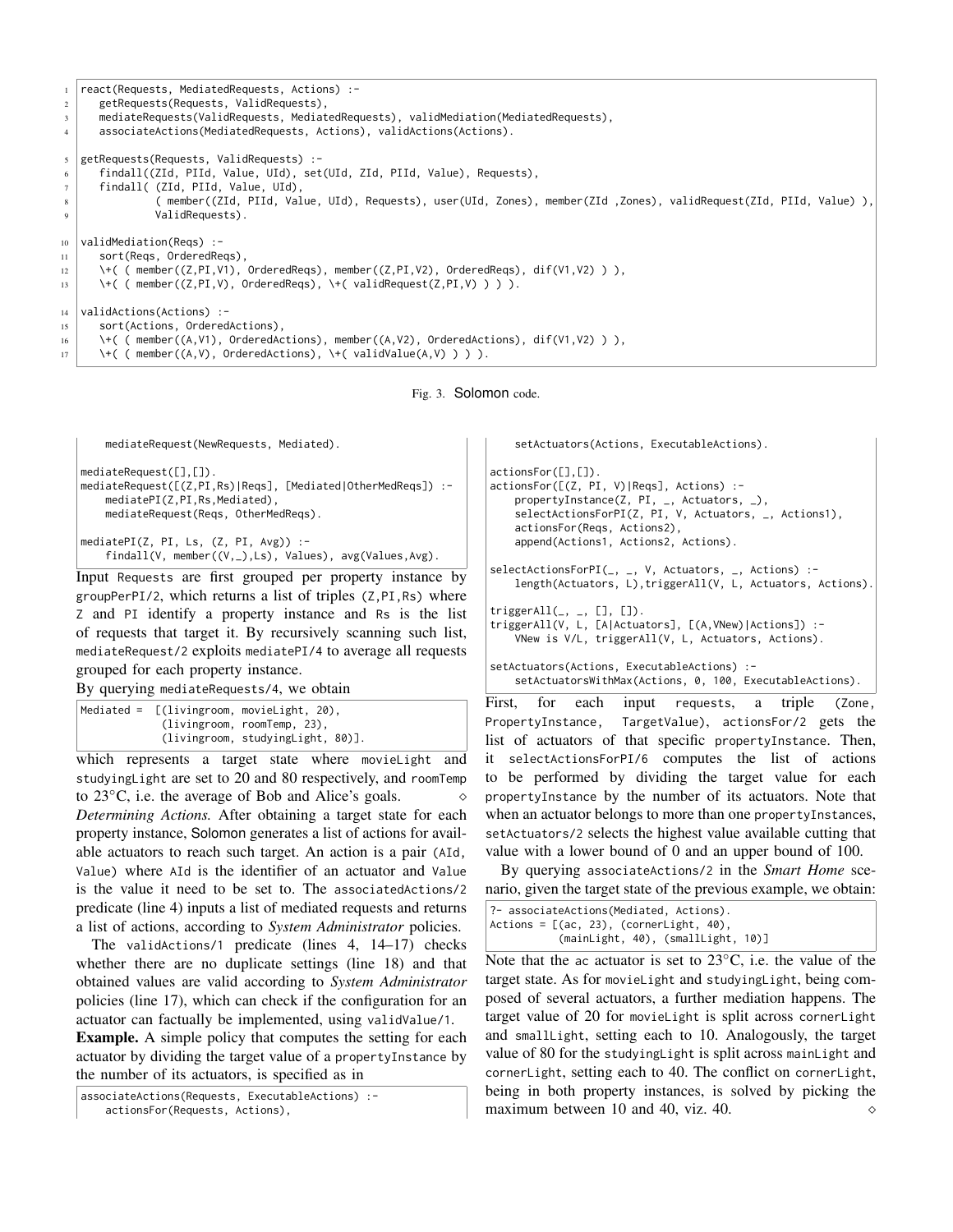```
1  react(Requests, MediatedRequests, Actions) :-
2      getRequests(Requests, ValidRequests),
3      mediateRequests(ValidRequests, MediatedRequests), validMediation(MediatedRequests),
4      associateActions(MediatedRequests, Actions), validActions(Actions).

5  getRequests(Requests, ValidRequests) :-
6      findall((ZId, PIId, Value, UId), set(UId, ZId, PIId, Value), Requests),
7      findall( (ZId, PIId, Value, UId),
8              ( member((ZId, PIId, Value, UId), Requests), user(UId, Zones), member(ZId ,Zones), validRequest(ZId, PIId, Value) ),
9              ValidRequests).

10 validMediation(Reqs) :-
11     sort(Reqs, OrderedReqs),
12     \+( ( member((Z,PI,V1), OrderedReqs), member((Z,PI,V2), OrderedReqs), dif(V1,V2) ) ),
13     \+( ( member((Z,PI,V), OrderedReqs), \+( validRequest(Z,PI,V) ) ) ).

14 validActions(Actions) :-
15     sort(Actions, OrderedActions),
16     \+( ( member((A,V1), OrderedActions), member((A,V2), OrderedActions), dif(V1,V2) ) ),
17     \+( ( member((A,V), OrderedActions), \+( validValue(A,V) ) ) ).
```

Fig. 3. Solomon code.

```
    mediateRequest(NewRequests, Mediated).

mediateRequest([],[]).
mediateRequest([(Z,PI,Rs)|Reqs], [Mediated|OtherMedReqs]) :-
    mediatePI(Z,PI,Rs,Mediated),
    mediateRequest(Reqs, OtherMedReqs).

mediatePI(Z, PI, Ls, (Z, PI, Avg)) :-
    findall(V, member((V,_),Ls), Values), avg(Values,Avg).
```

Input Requests are first grouped per property instance by groupPerPI/2, which returns a list of triples (Z,PI,Rs) where Z and PI identify a property instance and Rs is the list of requests that target it. By recursively scanning such list, mediateRequest/2 exploits mediatePI/4 to average all requests grouped for each property instance.

By querying mediateRequests/4, we obtain

```
Mediated =  [(livingroom, movieLight, 20),
             (livingroom, roomTemp, 23),
             (livingroom, studyingLight, 80)].
```

which represents a target state where movieLight and studyingLight are set to 20 and 80 respectively, and roomTemp to 23°C, i.e. the average of Bob and Alice's goals. ⋄

*Determining Actions.* After obtaining a target state for each property instance, Solomon generates a list of actions for available actuators to reach such target. An action is a pair (AId, Value) where AId is the identifier of an actuator and Value is the value it need to be set to. The associatedActions/2 predicate (line 4) inputs a list of mediated requests and returns a list of actions, according to *System Administrator* policies.

The validActions/1 predicate (lines 4, 14–17) checks whether there are no duplicate settings (line 18) and that obtained values are valid according to *System Administrator* policies (line 17), which can check if the configuration for an actuator can factually be implemented, using validValue/1.

**Example.** A simple policy that computes the setting for each actuator by dividing the target value of a propertyInstance by the number of its actuators, is specified as in

```
associateActions(Requests, ExecutableActions) :-
    actionsFor(Requests, Actions),
    setActuators(Actions, ExecutableActions).

actionsFor([],[]).
actionsFor([(Z, PI, V)|Reqs], Actions) :-
    propertyInstance(Z, PI, _, Actuators, _),
    selectActionsForPI(Z, PI, V, Actuators, _, Actions1),
    actionsFor(Reqs, Actions2),
    append(Actions1, Actions2, Actions).

selectActionsForPI(_, _, V, Actuators, _, Actions) :-
    length(Actuators, L),triggerAll(V, L, Actuators, Actions).

triggerAll(_, _, [], []).
triggerAll(V, L, [A|Actuators], [(A,VNew)|Actions]) :-
    VNew is V/L, triggerAll(V, L, Actuators, Actions).

setActuators(Actions, ExecutableActions) :-
    setActuatorsWithMax(Actions, 0, 100, ExecutableActions).
```

First, for each input requests, a triple (Zone, PropertyInstance, TargetValue), actionsFor/2 gets the list of actuators of that specific propertyInstance. Then, it selectActionsForPI/6 computes the list of actions to be performed by dividing the target value for each propertyInstance by the number of its actuators. Note that when an actuator belongs to more than one propertyInstances, setActuators/2 selects the highest value available cutting that value with a lower bound of 0 and an upper bound of 100.

By querying associateActions/2 in the *Smart Home* scenario, given the target state of the previous example, we obtain:

```
?- associateActions(Mediated, Actions).
Actions = [(ac, 23), (cornerLight, 40),
          (mainLight, 40), (smallLight, 10)]
```

Note that the ac actuator is set to 23°C, i.e. the value of the target state. As for movieLight and studyingLight, being composed of several actuators, a further mediation happens. The target value of 20 for movieLight is split across cornerLight and smallLight, setting each to 10. Analogously, the target value of 80 for the studyingLight is split across mainLight and cornerLight, setting each to 40. The conflict on cornerLight, being in both property instances, is solved by picking the maximum between 10 and 40, viz. 40. ⋄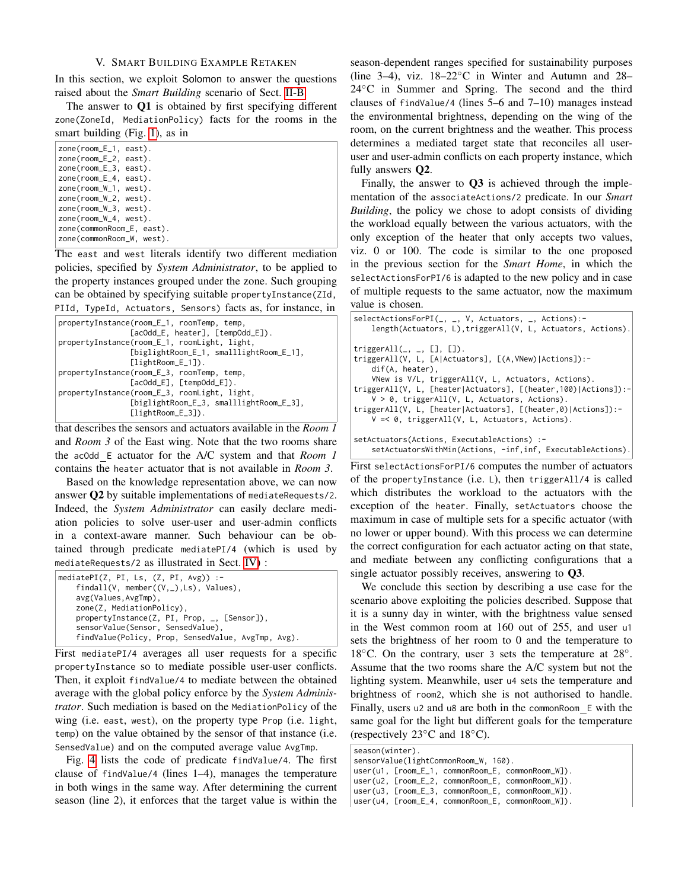## V. Smart Building Example Retaken

In this section, we exploit Solomon to answer the questions raised about the *Smart Building* scenario of Sect. II-B.

The answer to **Q1** is obtained by first specifying different `zone(ZoneId, MediationPolicy)` facts for the rooms in the smart building (Fig. 1), as in

```
zone(room_E_1, east).
zone(room_E_2, east).
zone(room_E_3, east).
zone(room_E_4, east).
zone(room_W_1, west).
zone(room_W_2, west).
zone(room_W_3, west).
zone(room_W_4, west).
zone(commonRoom_E, east).
zone(commonRoom_W, west).
```

The `east` and `west` literals identify two different mediation policies, specified by *System Administrator*, to be applied to the property instances grouped under the zone. Such grouping can be obtained by specifying suitable `propertyInstance(ZId, PIId, TypeId, Actuators, Sensors)` facts as, for instance, in

```
propertyInstance(room_E_1, roomTemp, temp,
                 [acOdd_E, heater], [tempOdd_E]).
propertyInstance(room_E_1, roomLight, light,
                 [biglightRoom_E_1, smalllightRoom_E_1],
                 [lightRoom_E_1]).
propertyInstance(room_E_3, roomTemp, temp,
                 [acOdd_E], [tempOdd_E]).
propertyInstance(room_E_3, roomLight, light,
                 [biglightRoom_E_3, smalllightRoom_E_3],
                 [lightRoom_E_3]).
```

that describes the sensors and actuators available in the *Room 1* and *Room 3* of the East wing. Note that the two rooms share the `acOdd_E` actuator for the A/C system and that *Room 1* contains the `heater` actuator that is not available in *Room 3*.

Based on the knowledge representation above, we can now answer **Q2** by suitable implementations of `mediateRequests/2`. Indeed, the *System Administrator* can easily declare mediation policies to solve user-user and user-admin conflicts in a context-aware manner. Such behaviour can be obtained through predicate `mediatePI/4` (which is used by `mediateRequests/2` as illustrated in Sect. IV) :

```
mediatePI(Z, PI, Ls, (Z, PI, Avg)) :-
    findall(V, member((V,_),Ls), Values),
    avg(Values,AvgTmp),
    zone(Z, MediationPolicy),
    propertyInstance(Z, PI, Prop, _, [Sensor]),
    sensorValue(Sensor, SensedValue),
    findValue(Policy, Prop, SensedValue, AvgTmp, Avg).
```

First `mediatePI/4` averages all user requests for a specific `propertyInstance` so to mediate possible user-user conflicts. Then, it exploit `findValue/4` to mediate between the obtained average with the global policy enforce by the *System Administrator*. Such mediation is based on the `MediationPolicy` of the wing (i.e. `east`, `west`), on the property type `Prop` (i.e. `light`, `temp`) on the value obtained by the sensor of that instance (i.e. `SensedValue`) and on the computed average value `AvgTmp`.

Fig. 4 lists the code of predicate `findValue/4`. The first clause of `findValue/4` (lines 1–4), manages the temperature in both wings in the same way. After determining the current season (line 2), it enforces that the target value is within the season-dependent ranges specified for sustainability purposes (line 3–4), viz. 18–22°C in Winter and Autumn and 28–24°C in Summer and Spring. The second and the third clauses of `findValue/4` (lines 5–6 and 7–10) manages instead the environmental brightness, depending on the wing of the room, on the current brightness and the weather. This process determines a mediated target state that reconciles all user-user and user-admin conflicts on each property instance, which fully answers **Q2**.

Finally, the answer to **Q3** is achieved through the implementation of the `associateActions/2` predicate. In our *Smart Building*, the policy we chose to adopt consists of dividing the workload equally between the various actuators, with the only exception of the heater that only accepts two values, viz. 0 or 100. The code is similar to the one proposed in the previous section for the *Smart Home*, in which the `selectActionsForPI/6` is adapted to the new policy and in case of multiple requests to the same actuator, now the maximum value is chosen.

```
selectActionsForPI(_, _, V, Actuators, _, Actions):-
    length(Actuators, L),triggerAll(V, L, Actuators, Actions).

triggerAll(_, _, [], []).
triggerAll(V, L, [A|Actuators], [(A,VNew)|Actions]):-
    dif(A, heater),
    VNew is V/L, triggerAll(V, L, Actuators, Actions).
triggerAll(V, L, [heater|Actuators], [(heater,100)|Actions]):-
    V > 0, triggerAll(V, L, Actuators, Actions).
triggerAll(V, L, [heater|Actuators], [(heater,0)|Actions]):-
    V =< 0, triggerAll(V, L, Actuators, Actions).

setActuators(Actions, ExecutableActions) :-
    setActuatorsWithMin(Actions, -inf,inf, ExecutableActions).
```

First `selectActionsForPI/6` computes the number of actuators of the `propertyInstance` (i.e. `L`), then `triggerAll/4` is called which distributes the workload to the actuators with the exception of the `heater`. Finally, `setActuators` choose the maximum in case of multiple sets for a specific actuator (with no lower or upper bound). With this process we can determine the correct configuration for each actuator acting on that state, and mediate between any conflicting configurations that a single actuator possibly receives, answering to **Q3**.

We conclude this section by describing a use case for the scenario above exploiting the policies described. Suppose that it is a sunny day in winter, with the brightness value sensed in the West common room at 160 out of 255, and user `u1` sets the brightness of her room to 0 and the temperature to 18°C. On the contrary, user `3` sets the temperature at 28°. Assume that the two rooms share the A/C system but not the lighting system. Meanwhile, user `u4` sets the temperature and brightness of `room2`, which she is not authorised to handle. Finally, users `u2` and `u8` are both in the `commonRoom_E` with the same goal for the light but different goals for the temperature (respectively 23°C and 18°C).

```
season(winter).
sensorValue(lightCommonRoom_W, 160).
user(u1, [room_E_1, commonRoom_E, commonRoom_W]).
user(u2, [room_E_2, commonRoom_E, commonRoom_W]).
user(u3, [room_E_3, commonRoom_E, commonRoom_W]).
user(u4, [room_E_4, commonRoom_E, commonRoom_W]).
```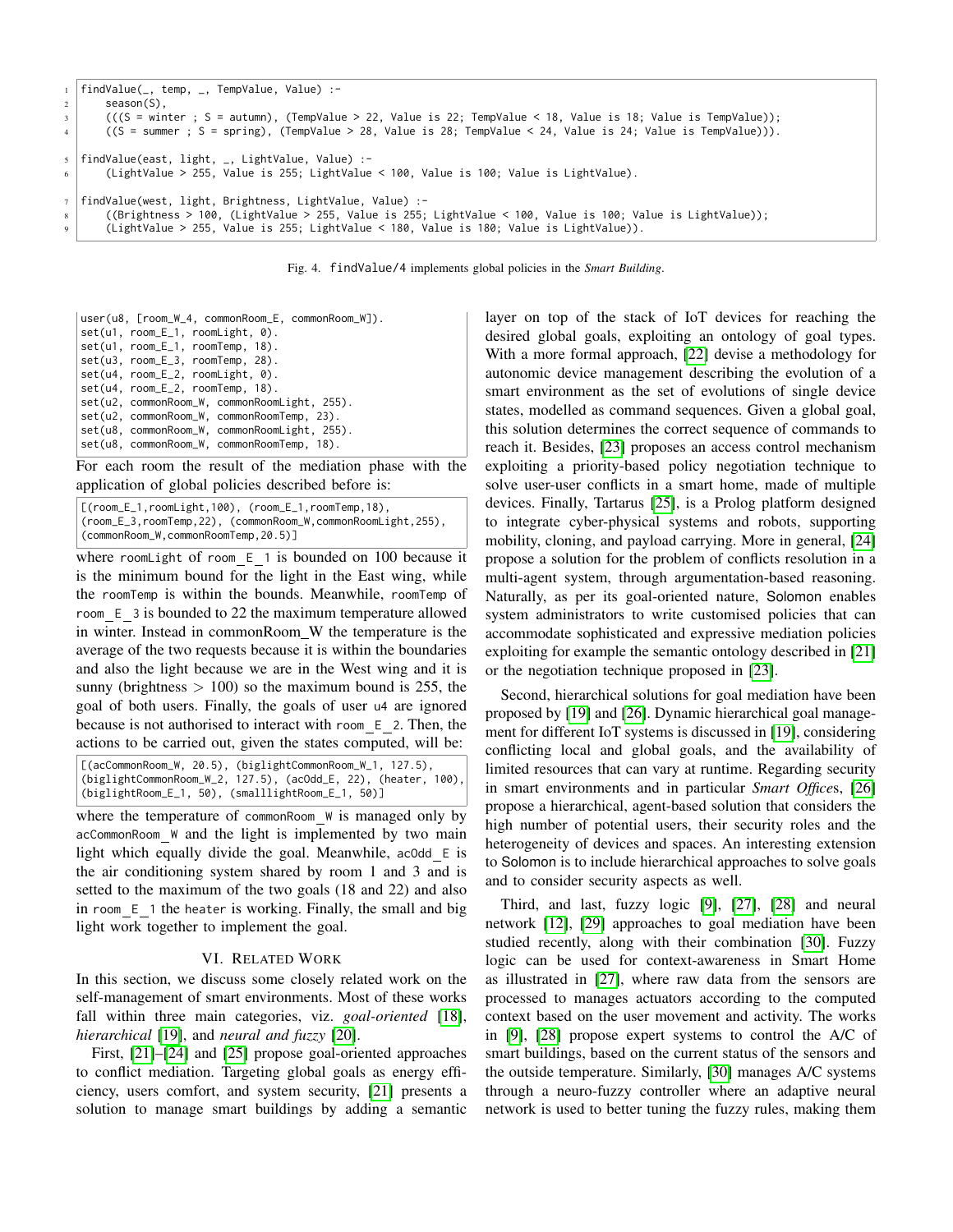```prolog
findValue(_, temp, _, TempValue, Value) :-
    season(S),
    (((S = winter ; S = autumn), (TempValue > 22, Value is 22; TempValue < 18, Value is 18; Value is TempValue));
    ((S = summer ; S = spring), (TempValue > 28, Value is 28; TempValue < 24, Value is 24; Value is TempValue))).

findValue(east, light, _, LightValue, Value) :-
    (LightValue > 255, Value is 255; LightValue < 100, Value is 100; Value is LightValue).

findValue(west, light, Brightness, LightValue, Value) :-
    ((Brightness > 100, (LightValue > 255, Value is 255; LightValue < 100, Value is 100; Value is LightValue));
    (LightValue > 255, Value is 255; LightValue < 180, Value is 180; Value is LightValue)).
```

Fig. 4. findValue/4 implements global policies in the *Smart Building*.

```prolog
user(u8, [room_W_4, commonRoom_E, commonRoom_W]).
set(u1, room_E_1, roomLight, 0).
set(u1, room_E_1, roomTemp, 18).
set(u3, room_E_3, roomTemp, 28).
set(u4, room_E_2, roomLight, 0).
set(u4, room_E_2, roomTemp, 18).
set(u2, commonRoom_W, commonRoomLight, 255).
set(u2, commonRoom_W, commonRoomTemp, 23).
set(u8, commonRoom_W, commonRoomLight, 255).
set(u8, commonRoom_W, commonRoomTemp, 18).
```

For each room the result of the mediation phase with the application of global policies described before is:

```
[(room_E_1,roomLight,100), (room_E_1,roomTemp,18),
(room_E_3,roomTemp,22), (commonRoom_W,commonRoomLight,255),
(commonRoom_W,commonRoomTemp,20.5)]
```

where roomLight of room_E_1 is bounded on 100 because it is the minimum bound for the light in the East wing, while the roomTemp is within the bounds. Meanwhile, roomTemp of room_E_3 is bounded to 22 the maximum temperature allowed in winter. Instead in commonRoom_W the temperature is the average of the two requests because it is within the boundaries and also the light because we are in the West wing and it is sunny (brightness $> 100$) so the maximum bound is 255, the goal of both users. Finally, the goals of user u4 are ignored because is not authorised to interact with room_E_2. Then, the actions to be carried out, given the states computed, will be:

```
[(acCommonRoom_W, 20.5), (biglightCommonRoom_W_1, 127.5),
(biglightCommonRoom_W_2, 127.5), (acOdd_E, 22), (heater, 100),
(biglightRoom_E_1, 50), (smalllightRoom_E_1, 50)]
```

where the temperature of commonRoom_W is managed only by acCommonRoom_W and the light is implemented by two main light which equally divide the goal. Meanwhile, acOdd_E is the air conditioning system shared by room 1 and 3 and is setted to the maximum of the two goals (18 and 22) and also in room_E_1 the heater is working. Finally, the small and big light work together to implement the goal.

## VI. Related Work

In this section, we discuss some closely related work on the self-management of smart environments. Most of these works fall within three main categories, viz. *goal-oriented* [18], *hierarchical* [19], and *neural and fuzzy* [20].

First, [21]–[24] and [25] propose goal-oriented approaches to conflict mediation. Targeting global goals as energy efficiency, users comfort, and system security, [21] presents a solution to manage smart buildings by adding a semantic layer on top of the stack of IoT devices for reaching the desired global goals, exploiting an ontology of goal types. With a more formal approach, [22] devise a methodology for autonomic device management describing the evolution of a smart environment as the set of evolutions of single device states, modelled as command sequences. Given a global goal, this solution determines the correct sequence of commands to reach it. Besides, [23] proposes an access control mechanism exploiting a priority-based policy negotiation technique to solve user-user conflicts in a smart home, made of multiple devices. Finally, Tartarus [25], is a Prolog platform designed to integrate cyber-physical systems and robots, supporting mobility, cloning, and payload carrying. More in general, [24] propose a solution for the problem of conflicts resolution in a multi-agent system, through argumentation-based reasoning. Naturally, as per its goal-oriented nature, Solomon enables system administrators to write customised policies that can accommodate sophisticated and expressive mediation policies exploiting for example the semantic ontology described in [21] or the negotiation technique proposed in [23].

Second, hierarchical solutions for goal mediation have been proposed by [19] and [26]. Dynamic hierarchical goal management for different IoT systems is discussed in [19], considering conflicting local and global goals, and the availability of limited resources that can vary at runtime. Regarding security in smart environments and in particular *Smart Office*s, [26] propose a hierarchical, agent-based solution that considers the high number of potential users, their security roles and the heterogeneity of devices and spaces. An interesting extension to Solomon is to include hierarchical approaches to solve goals and to consider security aspects as well.

Third, and last, fuzzy logic [9], [27], [28] and neural network [12], [29] approaches to goal mediation have been studied recently, along with their combination [30]. Fuzzy logic can be used for context-awareness in Smart Home as illustrated in [27], where raw data from the sensors are processed to manages actuators according to the computed context based on the user movement and activity. The works in [9], [28] propose expert systems to control the A/C of smart buildings, based on the current status of the sensors and the outside temperature. Similarly, [30] manages A/C systems through a neuro-fuzzy controller where an adaptive neural network is used to better tuning the fuzzy rules, making them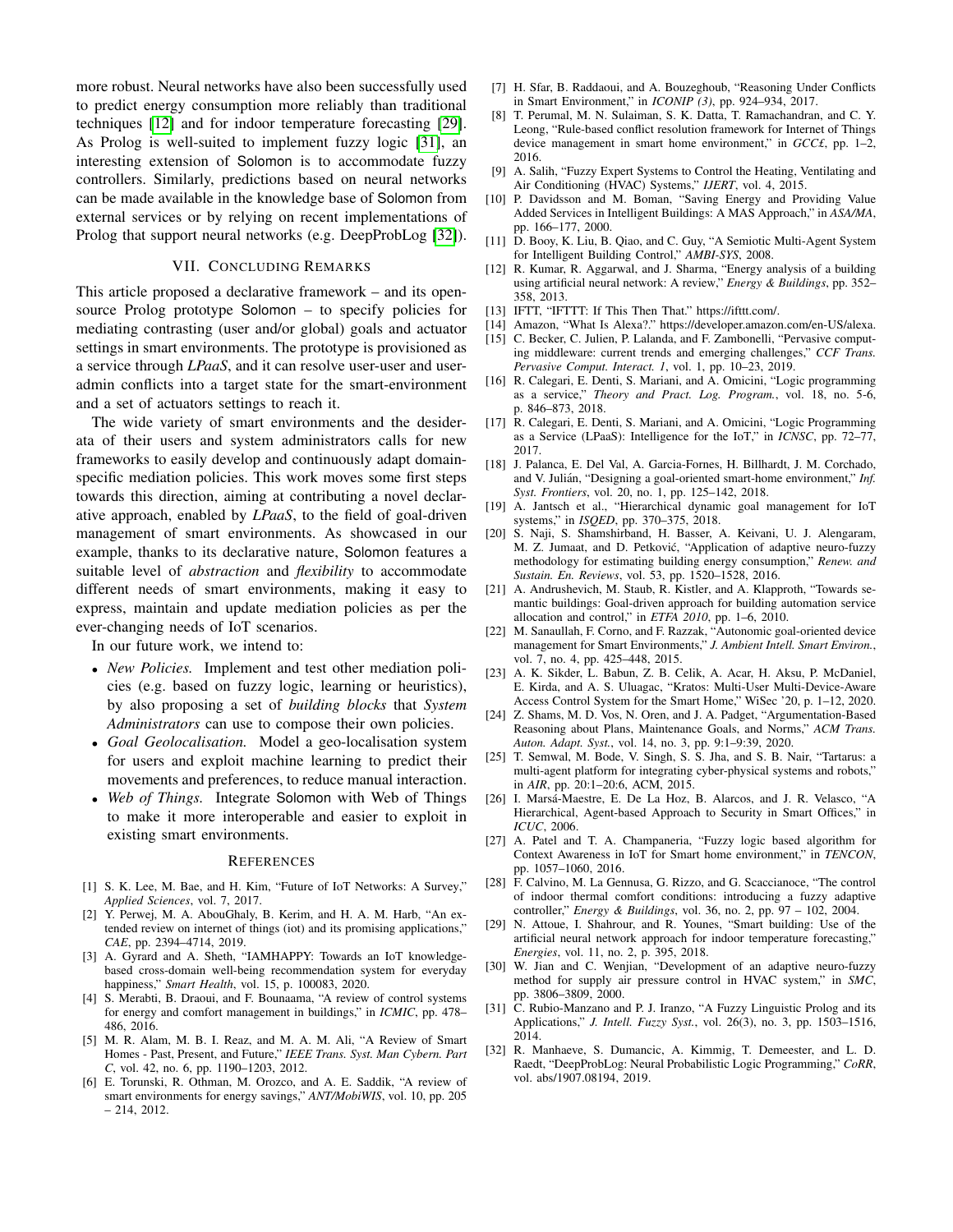more robust. Neural networks have also been successfully used to predict energy consumption more reliably than traditional techniques [12] and for indoor temperature forecasting [29]. As Prolog is well-suited to implement fuzzy logic [31], an interesting extension of Solomon is to accommodate fuzzy controllers. Similarly, predictions based on neural networks can be made available in the knowledge base of Solomon from external services or by relying on recent implementations of Prolog that support neural networks (e.g. DeepProbLog [32]).

## VII. Concluding Remarks

This article proposed a declarative framework – and its open-source Prolog prototype Solomon – to specify policies for mediating contrasting (user and/or global) goals and actuator settings in smart environments. The prototype is provisioned as a service through *LPaaS*, and it can resolve user-user and user-admin conflicts into a target state for the smart-environment and a set of actuators settings to reach it.

The wide variety of smart environments and the desiderata of their users and system administrators calls for new frameworks to easily develop and continuously adapt domain-specific mediation policies. This work moves some first steps towards this direction, aiming at contributing a novel declarative approach, enabled by *LPaaS*, to the field of goal-driven management of smart environments. As showcased in our example, thanks to its declarative nature, Solomon features a suitable level of *abstraction* and *flexibility* to accommodate different needs of smart environments, making it easy to express, maintain and update mediation policies as per the ever-changing needs of IoT scenarios.

In our future work, we intend to:

- *New Policies.* Implement and test other mediation policies (e.g. based on fuzzy logic, learning or heuristics), by also proposing a set of *building blocks* that *System Administrators* can use to compose their own policies.
- *Goal Geolocalisation.* Model a geo-localisation system for users and exploit machine learning to predict their movements and preferences, to reduce manual interaction.
- *Web of Things.* Integrate Solomon with Web of Things to make it more interoperable and easier to exploit in existing smart environments.

## References

[1] S. K. Lee, M. Bae, and H. Kim, "Future of IoT Networks: A Survey," *Applied Sciences*, vol. 7, 2017.

[2] Y. Perwej, M. A. AbouGhaly, B. Kerim, and H. A. M. Harb, "An extended review on internet of things (iot) and its promising applications," *CAE*, pp. 2394–4714, 2019.

[3] A. Gyrard and A. Sheth, "IAMHAPPY: Towards an IoT knowledge-based cross-domain well-being recommendation system for everyday happiness," *Smart Health*, vol. 15, p. 100083, 2020.

[4] S. Merabti, B. Draoui, and F. Bounaama, "A review of control systems for energy and comfort management in buildings," in *ICMIC*, pp. 478–486, 2016.

[5] M. R. Alam, M. B. I. Reaz, and M. A. M. Ali, "A Review of Smart Homes - Past, Present, and Future," *IEEE Trans. Syst. Man Cybern. Part C*, vol. 42, no. 6, pp. 1190–1203, 2012.

[6] E. Torunski, R. Othman, M. Orozco, and A. E. Saddik, "A review of smart environments for energy savings," *ANT/MobiWIS*, vol. 10, pp. 205 – 214, 2012.

[7] H. Sfar, B. Raddaoui, and A. Bouzeghoub, "Reasoning Under Conflicts in Smart Environment," in *ICONIP (3)*, pp. 924–934, 2017.

[8] T. Perumal, M. N. Sulaiman, S. K. Datta, T. Ramachandran, and C. Y. Leong, "Rule-based conflict resolution framework for Internet of Things device management in smart home environment," in *GCCE*, pp. 1–2, 2016.

[9] A. Salih, "Fuzzy Expert Systems to Control the Heating, Ventilating and Air Conditioning (HVAC) Systems," *IJERT*, vol. 4, 2015.

[10] P. Davidsson and M. Boman, "Saving Energy and Providing Value Added Services in Intelligent Buildings: A MAS Approach," in *ASA/MA*, pp. 166–177, 2000.

[11] D. Booy, K. Liu, B. Qiao, and C. Guy, "A Semiotic Multi-Agent System for Intelligent Building Control," *AMBI-SYS*, 2008.

[12] R. Kumar, R. Aggarwal, and J. Sharma, "Energy analysis of a building using artificial neural network: A review," *Energy & Buildings*, pp. 352–358, 2013.

[13] IFTT, "IFTTT: If This Then That." https://ifttt.com/.

[14] Amazon, "What Is Alexa?." https://developer.amazon.com/en-US/alexa.

[15] C. Becker, C. Julien, P. Lalanda, and F. Zambonelli, "Pervasive computing middleware: current trends and emerging challenges," *CCF Trans. Pervasive Comput. Interact. 1*, vol. 1, pp. 10–23, 2019.

[16] R. Calegari, E. Denti, S. Mariani, and A. Omicini, "Logic programming as a service," *Theory and Pract. Log. Program.*, vol. 18, no. 5-6, p. 846–873, 2018.

[17] R. Calegari, E. Denti, S. Mariani, and A. Omicini, "Logic Programming as a Service (LPaaS): Intelligence for the IoT," in *ICNSC*, pp. 72–77, 2017.

[18] J. Palanca, E. Del Val, A. Garcia-Fornes, H. Billhardt, J. M. Corchado, and V. Julián, "Designing a goal-oriented smart-home environment," *Inf. Syst. Frontiers*, vol. 20, no. 1, pp. 125–142, 2018.

[19] A. Jantsch et al., "Hierarchical dynamic goal management for IoT systems," in *ISQED*, pp. 370–375, 2018.

[20] S. Naji, S. Shamshirband, H. Basser, A. Keivani, U. J. Alengaram, M. Z. Jumaat, and D. Petković, "Application of adaptive neuro-fuzzy methodology for estimating building energy consumption," *Renew. and Sustain. En. Reviews*, vol. 53, pp. 1520–1528, 2016.

[21] A. Andrushevich, M. Staub, R. Kistler, and A. Klapproth, "Towards semantic buildings: Goal-driven approach for building automation service allocation and control," in *ETFA 2010*, pp. 1–6, 2010.

[22] M. Sanaullah, F. Corno, and F. Razzak, "Autonomic goal-oriented device management for Smart Environments," *J. Ambient Intell. Smart Environ.*, vol. 7, no. 4, pp. 425–448, 2015.

[23] A. K. Sikder, L. Babun, Z. B. Celik, A. Acar, H. Aksu, P. McDaniel, E. Kirda, and A. S. Uluagac, "Kratos: Multi-User Multi-Device-Aware Access Control System for the Smart Home," WiSec '20, p. 1–12, 2020.

[24] Z. Shams, M. D. Vos, N. Oren, and J. A. Padget, "Argumentation-Based Reasoning about Plans, Maintenance Goals, and Norms," *ACM Trans. Auton. Adapt. Syst.*, vol. 14, no. 3, pp. 9:1–9:39, 2020.

[25] T. Semwal, M. Bode, V. Singh, S. S. Jha, and S. B. Nair, "Tartarus: a multi-agent platform for integrating cyber-physical systems and robots," in *AIR*, pp. 20:1–20:6, ACM, 2015.

[26] I. Marsá-Maestre, E. De La Hoz, B. Alarcos, and J. R. Velasco, "A Hierarchical, Agent-based Approach to Security in Smart Offices," in *ICUC*, 2006.

[27] A. Patel and T. A. Champaneria, "Fuzzy logic based algorithm for Context Awareness in IoT for Smart home environment," in *TENCON*, pp. 1057–1060, 2016.

[28] F. Calvino, M. La Gennusa, G. Rizzo, and G. Scaccianoce, "The control of indoor thermal comfort conditions: introducing a fuzzy adaptive controller," *Energy & Buildings*, vol. 36, no. 2, pp. 97 – 102, 2004.

[29] N. Attoue, I. Shahrour, and R. Younes, "Smart building: Use of the artificial neural network approach for indoor temperature forecasting," *Energies*, vol. 11, no. 2, p. 395, 2018.

[30] W. Jian and C. Wenjian, "Development of an adaptive neuro-fuzzy method for supply air pressure control in HVAC system," in *SMC*, pp. 3806–3809, 2000.

[31] C. Rubio-Manzano and P. J. Iranzo, "A Fuzzy Linguistic Prolog and its Applications," *J. Intell. Fuzzy Syst.*, vol. 26(3), no. 3, pp. 1503–1516, 2014.

[32] R. Manhaeve, S. Dumancic, A. Kimmig, T. Demeester, and L. D. Raedt, "DeepProbLog: Neural Probabilistic Logic Programming," *CoRR*, vol. abs/1907.08194, 2019.